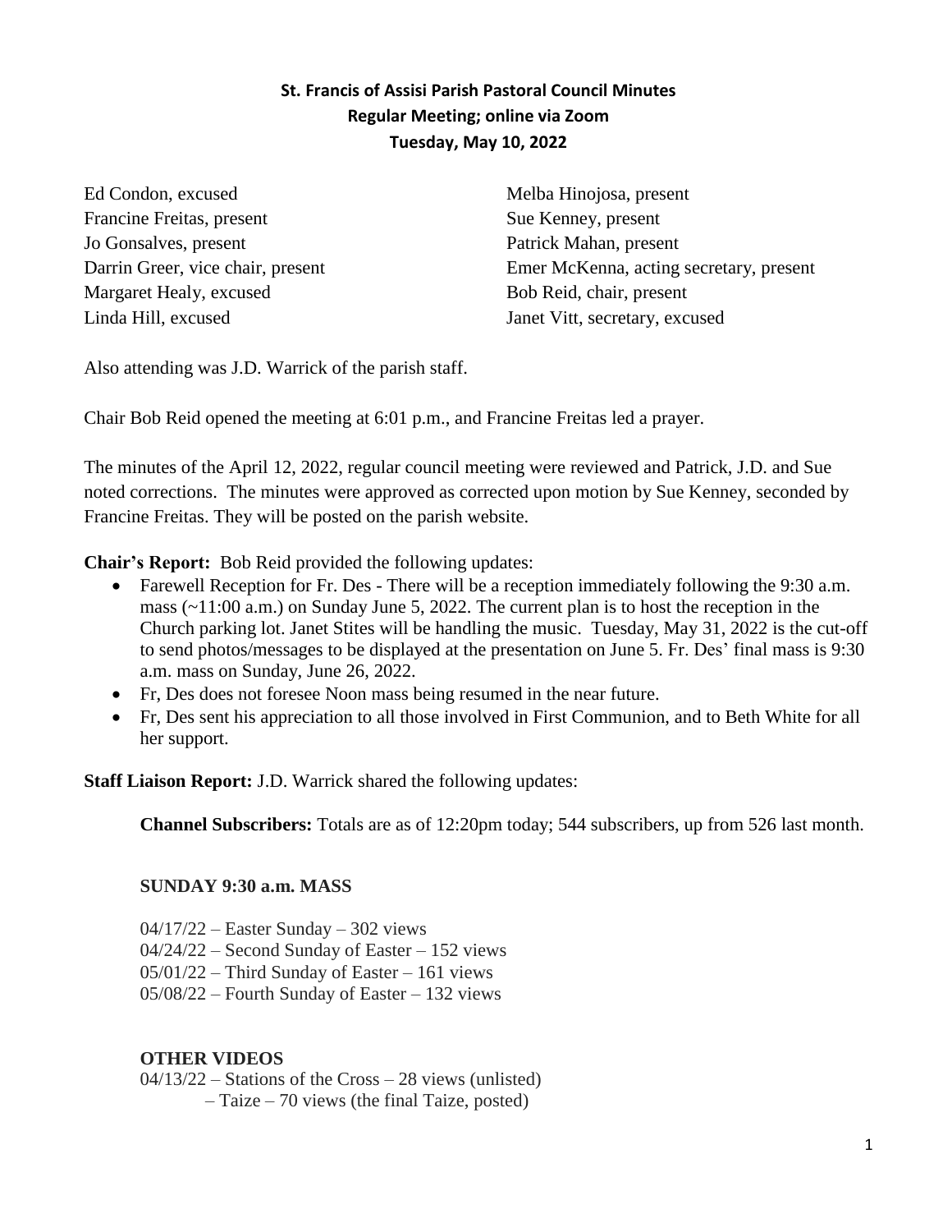# St. Francis of Assisi Parish Pastoral Council Minutes

## Regular Meeting; online via Zoom

## Tuesday, May 10, 2022

Ed Condon, excused
Francine Freitas, present
Jo Gonsalves, present
Darrin Greer, vice chair, present
Margaret Healy, excused
Linda Hill, excused
Melba Hinojosa, present
Sue Kenney, present
Patrick Mahan, present
Emer McKenna, acting secretary, present
Bob Reid, chair, present
Janet Vitt, secretary, excused

Also attending was J.D. Warrick of the parish staff.

Chair Bob Reid opened the meeting at 6:01 p.m., and Francine Freitas led a prayer.

The minutes of the April 12, 2022, regular council meeting were reviewed and Patrick, J.D. and Sue noted corrections. The minutes were approved as corrected upon motion by Sue Kenney, seconded by Francine Freitas. They will be posted on the parish website.

**Chair's Report:** Bob Reid provided the following updates:

- Farewell Reception for Fr. Des - There will be a reception immediately following the 9:30 a.m. mass (~11:00 a.m.) on Sunday June 5, 2022. The current plan is to host the reception in the Church parking lot. Janet Stites will be handling the music. Tuesday, May 31, 2022 is the cut-off to send photos/messages to be displayed at the presentation on June 5. Fr. Des' final mass is 9:30 a.m. mass on Sunday, June 26, 2022.
- Fr, Des does not foresee Noon mass being resumed in the near future.
- Fr, Des sent his appreciation to all those involved in First Communion, and to Beth White for all her support.

**Staff Liaison Report:** J.D. Warrick shared the following updates:

**Channel Subscribers:** Totals are as of 12:20pm today; 544 subscribers, up from 526 last month.

**SUNDAY 9:30 a.m. MASS**

04/17/22 – Easter Sunday – 302 views
04/24/22 – Second Sunday of Easter – 152 views
05/01/22 – Third Sunday of Easter – 161 views
05/08/22 – Fourth Sunday of Easter – 132 views

**OTHER VIDEOS**

04/13/22 – Stations of the Cross – 28 views (unlisted)
– Taize – 70 views (the final Taize, posted)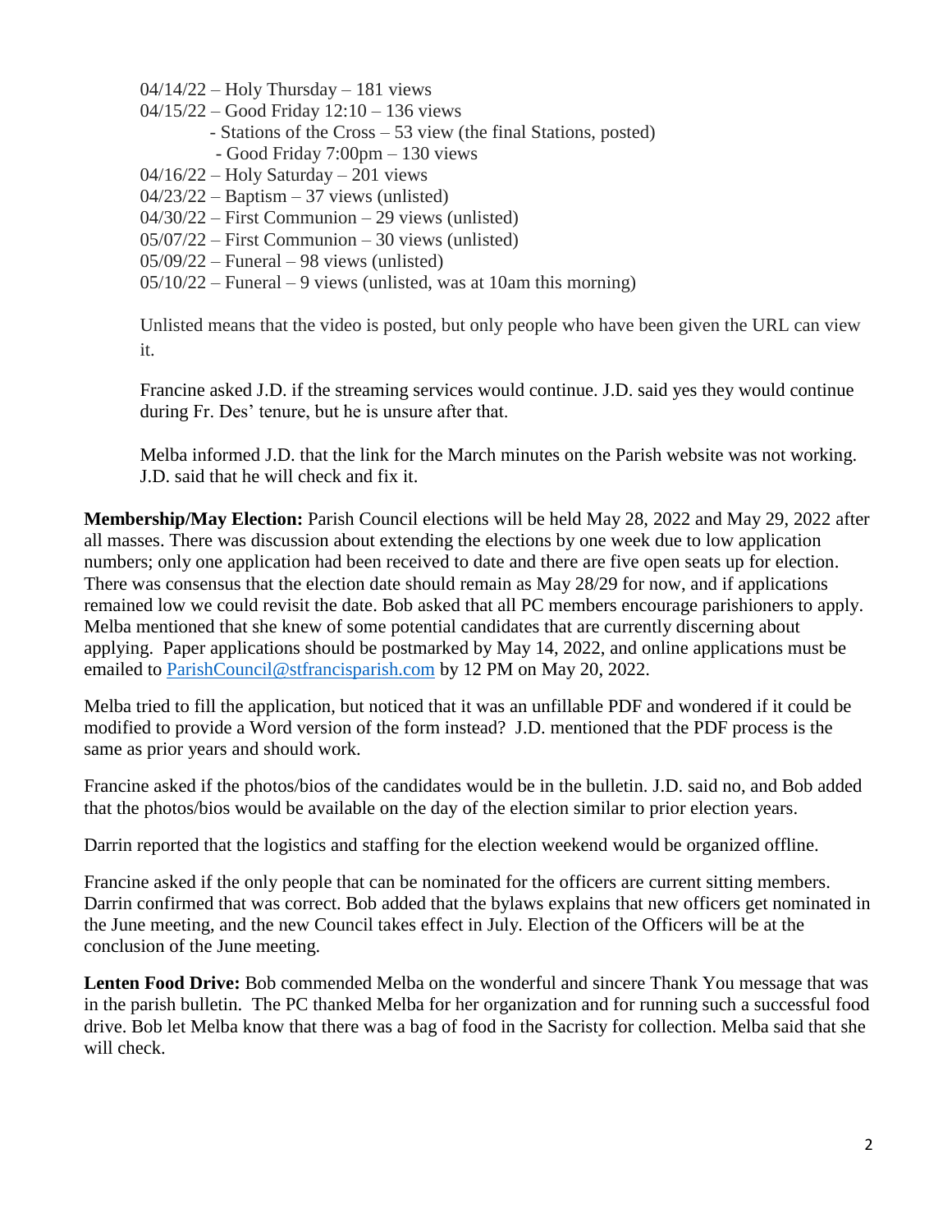04/14/22 – Holy Thursday – 181 views
04/15/22 – Good Friday 12:10 – 136 views
- Stations of the Cross – 53 view (the final Stations, posted)
- Good Friday 7:00pm – 130 views

04/16/22 – Holy Saturday – 201 views
04/23/22 – Baptism – 37 views (unlisted)
04/30/22 – First Communion – 29 views (unlisted)
05/07/22 – First Communion – 30 views (unlisted)
05/09/22 – Funeral – 98 views (unlisted)
05/10/22 – Funeral – 9 views (unlisted, was at 10am this morning)

Unlisted means that the video is posted, but only people who have been given the URL can view it.

Francine asked J.D. if the streaming services would continue. J.D. said yes they would continue during Fr. Des' tenure, but he is unsure after that.

Melba informed J.D. that the link for the March minutes on the Parish website was not working. J.D. said that he will check and fix it.

**Membership/May Election:** Parish Council elections will be held May 28, 2022 and May 29, 2022 after all masses. There was discussion about extending the elections by one week due to low application numbers; only one application had been received to date and there are five open seats up for election. There was consensus that the election date should remain as May 28/29 for now, and if applications remained low we could revisit the date. Bob asked that all PC members encourage parishioners to apply. Melba mentioned that she knew of some potential candidates that are currently discerning about applying. Paper applications should be postmarked by May 14, 2022, and online applications must be emailed to ParishCouncil@stfrancisparish.com by 12 PM on May 20, 2022.

Melba tried to fill the application, but noticed that it was an unfillable PDF and wondered if it could be modified to provide a Word version of the form instead? J.D. mentioned that the PDF process is the same as prior years and should work.

Francine asked if the photos/bios of the candidates would be in the bulletin. J.D. said no, and Bob added that the photos/bios would be available on the day of the election similar to prior election years.

Darrin reported that the logistics and staffing for the election weekend would be organized offline.

Francine asked if the only people that can be nominated for the officers are current sitting members. Darrin confirmed that was correct. Bob added that the bylaws explains that new officers get nominated in the June meeting, and the new Council takes effect in July. Election of the Officers will be at the conclusion of the June meeting.

**Lenten Food Drive:** Bob commended Melba on the wonderful and sincere Thank You message that was in the parish bulletin. The PC thanked Melba for her organization and for running such a successful food drive. Bob let Melba know that there was a bag of food in the Sacristy for collection. Melba said that she will check.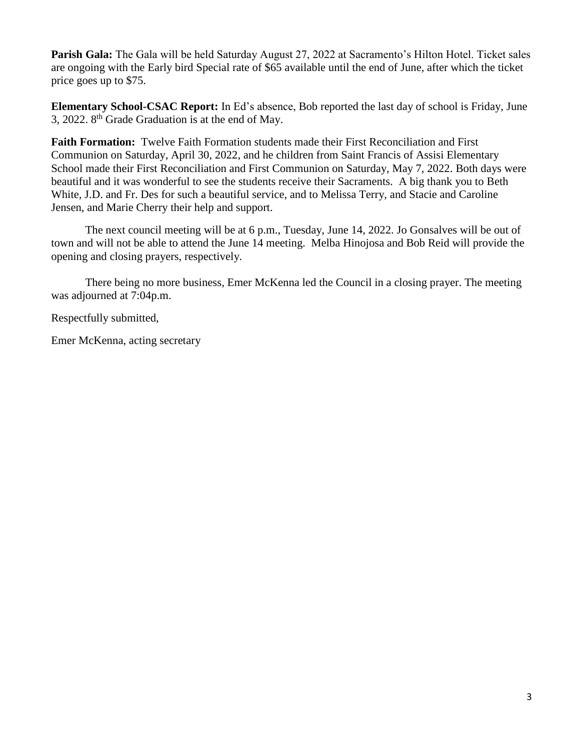**Parish Gala:** The Gala will be held Saturday August 27, 2022 at Sacramento's Hilton Hotel. Ticket sales are ongoing with the Early bird Special rate of $65 available until the end of June, after which the ticket price goes up to $75.

**Elementary School-CSAC Report:** In Ed's absence, Bob reported the last day of school is Friday, June 3, 2022. 8th Grade Graduation is at the end of May.

**Faith Formation:** Twelve Faith Formation students made their First Reconciliation and First Communion on Saturday, April 30, 2022, and he children from Saint Francis of Assisi Elementary School made their First Reconciliation and First Communion on Saturday, May 7, 2022. Both days were beautiful and it was wonderful to see the students receive their Sacraments. A big thank you to Beth White, J.D. and Fr. Des for such a beautiful service, and to Melissa Terry, and Stacie and Caroline Jensen, and Marie Cherry their help and support.

The next council meeting will be at 6 p.m., Tuesday, June 14, 2022. Jo Gonsalves will be out of town and will not be able to attend the June 14 meeting. Melba Hinojosa and Bob Reid will provide the opening and closing prayers, respectively.

There being no more business, Emer McKenna led the Council in a closing prayer. The meeting was adjourned at 7:04p.m.

Respectfully submitted,

Emer McKenna, acting secretary